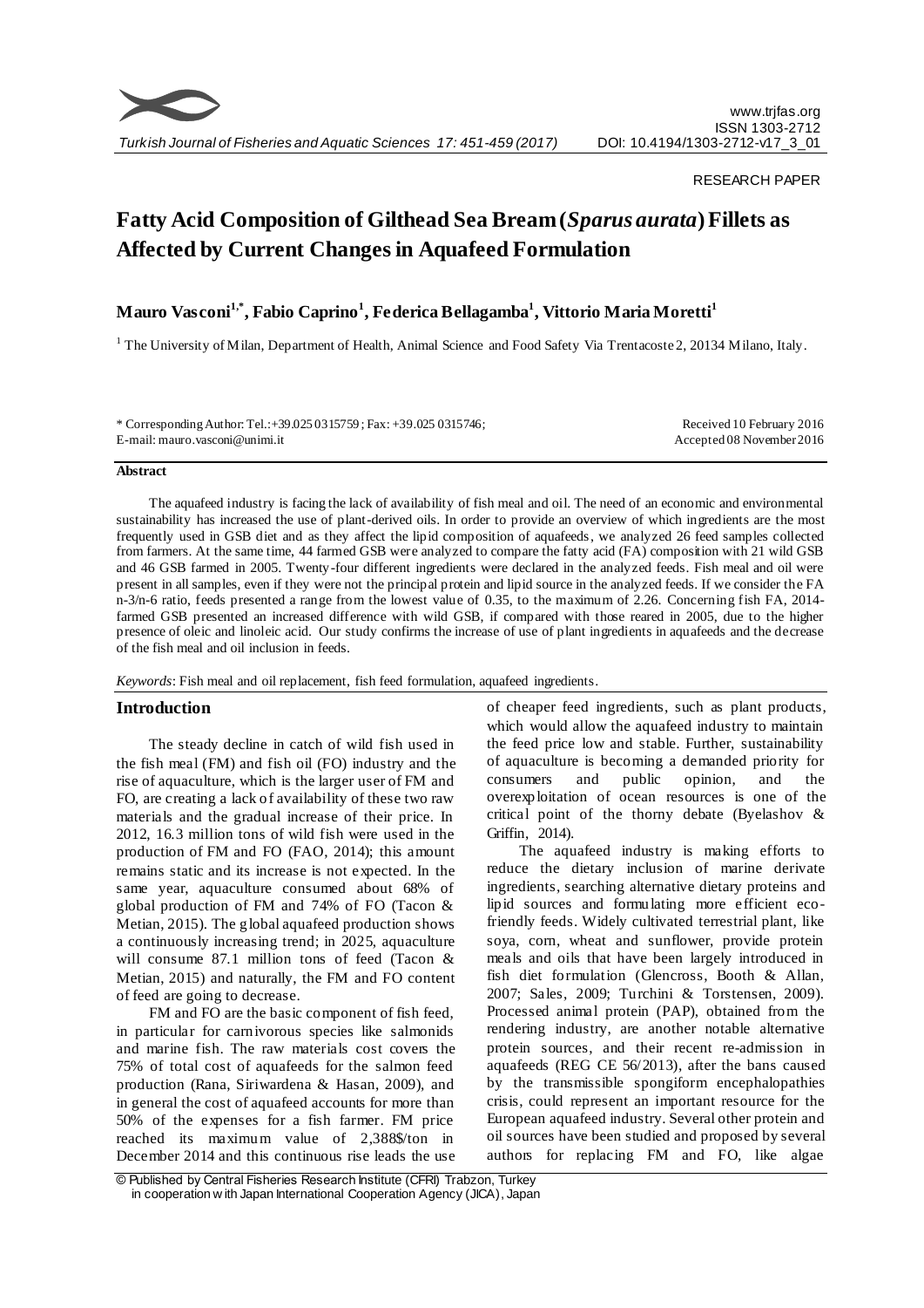RESEARCH PAPER

# Fatty Acid Composition of Gilthead Sea Bream (*Sparus aurata*) Fillets as Affected by Current Changes in Aquafeed Formulation

**Mauro Vasconi[1,*], Fabio Caprino[1], Federica Bellagamba[1], Vittorio Maria Moretti[1]**

[1] The University of Milan, Department of Health, Animal Science and Food Safety Via Trentacoste 2, 20134 Milano, Italy.

\* Corresponding Author: Tel.:+39.025 0315759; Fax: +39.025 0315746;
E-mail: mauro.vasconi@unimi.it

Received 10 February 2016
Accepted 08 November 2016

## Abstract

The aquafeed industry is facing the lack of availability of fish meal and oil. The need of an economic and environmental sustainability has increased the use of plant-derived oils. In order to provide an overview of which ingredients are the most frequently used in GSB diet and as they affect the lipid composition of aquafeeds, we analyzed 26 feed samples collected from farmers. At the same time, 44 farmed GSB were analyzed to compare the fatty acid (FA) composition with 21 wild GSB and 46 GSB farmed in 2005. Twenty-four different ingredients were declared in the analyzed feeds. Fish meal and oil were present in all samples, even if they were not the principal protein and lipid source in the analyzed feeds. If we consider the FA n-3/n-6 ratio, feeds presented a range from the lowest value of 0.35, to the maximum of 2.26. Concerning fish FA, 2014-farmed GSB presented an increased difference with wild GSB, if compared with those reared in 2005, due to the higher presence of oleic and linoleic acid. Our study confirms the increase of use of plant ingredients in aquafeeds and the decrease of the fish meal and oil inclusion in feeds.

*Keywords*: Fish meal and oil replacement, fish feed formulation, aquafeed ingredients.

## Introduction

The steady decline in catch of wild fish used in the fish meal (FM) and fish oil (FO) industry and the rise of aquaculture, which is the larger user of FM and FO, are creating a lack of availability of these two raw materials and the gradual increase of their price. In 2012, 16.3 million tons of wild fish were used in the production of FM and FO (FAO, 2014); this amount remains static and its increase is not expected. In the same year, aquaculture consumed about 68% of global production of FM and 74% of FO (Tacon & Metian, 2015). The global aquafeed production shows a continuously increasing trend; in 2025, aquaculture will consume 87.1 million tons of feed (Tacon & Metian, 2015) and naturally, the FM and FO content of feed are going to decrease.

FM and FO are the basic component of fish feed, in particular for carnivorous species like salmonids and marine fish. The raw materials cost covers the 75% of total cost of aquafeeds for the salmon feed production (Rana, Siriwardena & Hasan, 2009), and in general the cost of aquafeed accounts for more than 50% of the expenses for a fish farmer. FM price reached its maximum value of 2,388$/ton in December 2014 and this continuous rise leads the use of cheaper feed ingredients, such as plant products, which would allow the aquafeed industry to maintain the feed price low and stable. Further, sustainability of aquaculture is becoming a demanded priority for consumers and public opinion, and the overexploitation of ocean resources is one of the critical point of the thorny debate (Byelashov & Griffin, 2014).

The aquafeed industry is making efforts to reduce the dietary inclusion of marine derivate ingredients, searching alternative dietary proteins and lipid sources and formulating more efficient eco-friendly feeds. Widely cultivated terrestrial plant, like soya, corn, wheat and sunflower, provide protein meals and oils that have been largely introduced in fish diet formulation (Glencross, Booth & Allan, 2007; Sales, 2009; Turchini & Torstensen, 2009). Processed animal protein (PAP), obtained from the rendering industry, are another notable alternative protein sources, and their recent re-admission in aquafeeds (REG CE 56/2013), after the bans caused by the transmissible spongiform encephalopathies crisis, could represent an important resource for the European aquafeed industry. Several other protein and oil sources have been studied and proposed by several authors for replacing FM and FO, like algae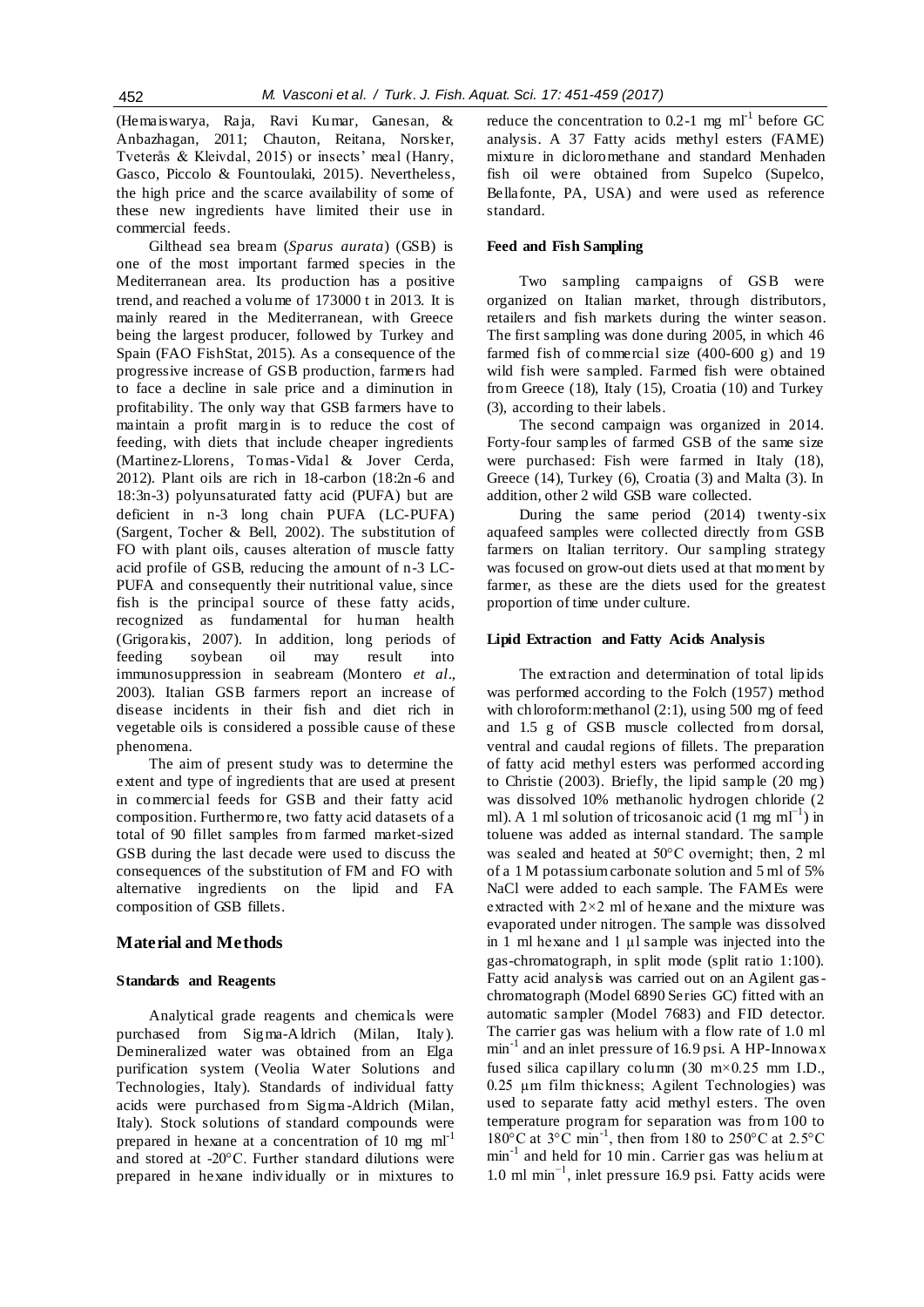(Hemaiswarya, Raja, Ravi Kumar, Ganesan, & Anbazhagan, 2011; Chauton, Reitana, Norsker, Tveterås & Kleivdal, 2015) or insects' meal (Hanry, Gasco, Piccolo & Fountoulaki, 2015). Nevertheless, the high price and the scarce availability of some of these new ingredients have limited their use in commercial feeds.

Gilthead sea bream (*Sparus aurata*) (GSB) is one of the most important farmed species in the Mediterranean area. Its production has a positive trend, and reached a volume of 173000 t in 2013. It is mainly reared in the Mediterranean, with Greece being the largest producer, followed by Turkey and Spain (FAO FishStat, 2015). As a consequence of the progressive increase of GSB production, farmers had to face a decline in sale price and a diminution in profitability. The only way that GSB farmers have to maintain a profit margin is to reduce the cost of feeding, with diets that include cheaper ingredients (Martinez-Llorens, Tomas-Vidal & Jover Cerda, 2012). Plant oils are rich in 18-carbon (18:2n-6 and 18:3n-3) polyunsaturated fatty acid (PUFA) but are deficient in n-3 long chain PUFA (LC-PUFA) (Sargent, Tocher & Bell, 2002). The substitution of FO with plant oils, causes alteration of muscle fatty acid profile of GSB, reducing the amount of n-3 LC-PUFA and consequently their nutritional value, since fish is the principal source of these fatty acids, recognized as fundamental for human health (Grigorakis, 2007). In addition, long periods of feeding soybean oil may result into immunosuppression in seabream (Montero *et al*., 2003). Italian GSB farmers report an increase of disease incidents in their fish and diet rich in vegetable oils is considered a possible cause of these phenomena.

The aim of present study was to determine the extent and type of ingredients that are used at present in commercial feeds for GSB and their fatty acid composition. Furthermore, two fatty acid datasets of a total of 90 fillet samples from farmed market-sized GSB during the last decade were used to discuss the consequences of the substitution of FM and FO with alternative ingredients on the lipid and FA composition of GSB fillets.

## Material and Methods

### Standards and Reagents

Analytical grade reagents and chemicals were purchased from Sigma-Aldrich (Milan, Italy). Demineralized water was obtained from an Elga purification system (Veolia Water Solutions and Technologies, Italy). Standards of individual fatty acids were purchased from Sigma-Aldrich (Milan, Italy). Stock solutions of standard compounds were prepared in hexane at a concentration of 10 mg $ml^{-1}$ and stored at -20°C. Further standard dilutions were prepared in hexane individually or in mixtures to reduce the concentration to 0.2-1 mg $ml^{-1}$ before GC analysis. A 37 Fatty acids methyl esters (FAME) mixture in dicloromethane and standard Menhaden fish oil were obtained from Supelco (Supelco, Bellafonte, PA, USA) and were used as reference standard.

### Feed and Fish Sampling

Two sampling campaigns of GSB were organized on Italian market, through distributors, retailers and fish markets during the winter season. The first sampling was done during 2005, in which 46 farmed fish of commercial size (400-600 g) and 19 wild fish were sampled. Farmed fish were obtained from Greece (18), Italy (15), Croatia (10) and Turkey (3), according to their labels.

The second campaign was organized in 2014. Forty-four samples of farmed GSB of the same size were purchased: Fish were farmed in Italy (18), Greece (14), Turkey (6), Croatia (3) and Malta (3). In addition, other 2 wild GSB ware collected.

During the same period (2014) twenty-six aquafeed samples were collected directly from GSB farmers on Italian territory. Our sampling strategy was focused on grow-out diets used at that moment by farmer, as these are the diets used for the greatest proportion of time under culture.

### Lipid Extraction and Fatty Acids Analysis

The extraction and determination of total lipids was performed according to the Folch (1957) method with chloroform:methanol (2:1), using 500 mg of feed and 1.5 g of GSB muscle collected from dorsal, ventral and caudal regions of fillets. The preparation of fatty acid methyl esters was performed according to Christie (2003). Briefly, the lipid sample (20 mg) was dissolved 10% methanolic hydrogen chloride (2 ml). A 1 ml solution of tricosanoic acid (1 mg $ml^{-1}$) in toluene was added as internal standard. The sample was sealed and heated at 50°C overnight; then, 2 ml of a 1 M potassium carbonate solution and 5 ml of 5% NaCl were added to each sample. The FAMEs were extracted with 2×2 ml of hexane and the mixture was evaporated under nitrogen. The sample was dissolved in 1 ml hexane and 1 µl sample was injected into the gas-chromatograph, in split mode (split ratio 1:100). Fatty acid analysis was carried out on an Agilent gas-chromatograph (Model 6890 Series GC) fitted with an automatic sampler (Model 7683) and FID detector. The carrier gas was helium with a flow rate of 1.0 ml $min^{-1}$ and an inlet pressure of 16.9 psi. A HP-Innowax fused silica capillary column (30 m×0.25 mm I.D., 0.25 µm film thickness; Agilent Technologies) was used to separate fatty acid methyl esters. The oven temperature program for separation was from 100 to 180°C at 3°C $min^{-1}$, then from 180 to 250°C at 2.5°C $min^{-1}$ and held for 10 min. Carrier gas was helium at 1.0 ml $min^{-1}$, inlet pressure 16.9 psi. Fatty acids were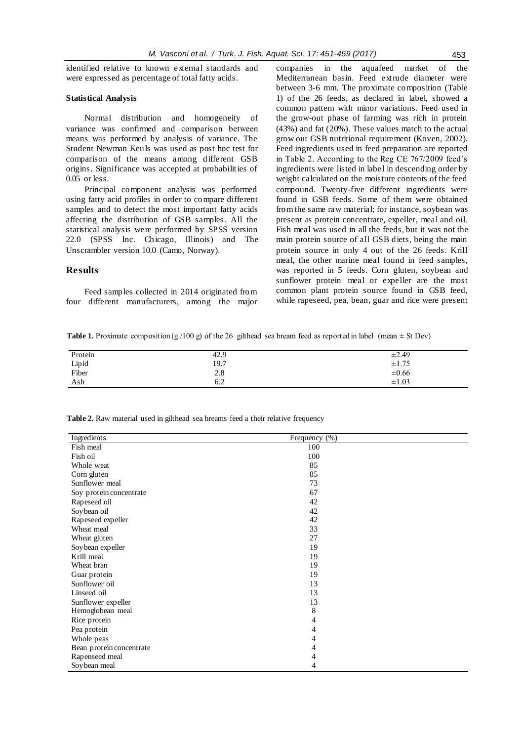identified relative to known external standards and were expressed as percentage of total fatty acids.

### Statistical Analysis

Normal distribution and homogeneity of variance was confirmed and comparison between means was performed by analysis of variance. The Student Newman Keuls was used as post hoc test for comparison of the means among different GSB origins. Significance was accepted at probabilities of 0.05 or less.

Principal component analysis was performed using fatty acid profiles in order to compare different samples and to detect the most important fatty acids affecting the distribution of GSB samples. All the statistical analysis were performed by SPSS version 22.0 (SPSS Inc. Chicago, Illinois) and The Unscrambler version 10.0 (Camo, Norway).

## Results

Feed samples collected in 2014 originated from four different manufacturers, among the major companies in the aquafeed market of the Mediterranean basin. Feed extrude diameter were between 3-6 mm. The proximate composition (Table 1) of the 26 feeds, as declared in label, showed a common pattern with minor variations. Feed used in the grow-out phase of farming was rich in protein (43%) and fat (20%). These values match to the actual grow out GSB nutritional requirement (Koven, 2002). Feed ingredients used in feed preparation are reported in Table 2. According to the Reg CE 767/2009 feed's ingredients were listed in label in descending order by weight calculated on the moisture contents of the feed compound. Twenty-five different ingredients were found in GSB feeds. Some of them were obtained from the same raw material; for instance, soybean was present as protein concentrate, expeller, meal and oil. Fish meal was used in all the feeds, but it was not the main protein source of all GSB diets, being the main protein source in only 4 out of the 26 feeds. Krill meal, the other marine meal found in feed samples, was reported in 5 feeds. Corn gluten, soybean and sunflower protein meal or expeller are the most common plant protein source found in GSB feed, while rapeseed, pea, bean, guar and rice were present

**Table 1.** Proximate composition (g /100 g) of the 26 gilthead sea bream feed as reported in label (mean ± St Dev)

| | | |
|---|---|---|
| Protein | 42.9 | ±2.49 |
| Lipid | 19.7 | ±1.75 |
| Fiber | 2.8 | ±0.66 |
| Ash | 6.2 | ±1.03 |

**Table 2.** Raw material used in gilthead sea breams feed a their relative frequency

| Ingredients | Frequency (%) |
|---|---|
| Fish meal | 100 |
| Fish oil | 100 |
| Whole weat | 85 |
| Corn gluten | 85 |
| Sunflower meal | 73 |
| Soy protein concentrate | 67 |
| Rapeseed oil | 42 |
| Soybean oil | 42 |
| Rapeseed expeller | 42 |
| Wheat meal | 33 |
| Wheat gluten | 27 |
| Soybean expeller | 19 |
| Krill meal | 19 |
| Wheat bran | 19 |
| Guar protein | 19 |
| Sunflower oil | 13 |
| Linseed oil | 13 |
| Sunflower expeller | 13 |
| Hemoglobean meal | 8 |
| Rice protein | 4 |
| Pea protein | 4 |
| Whole peas | 4 |
| Bean protein concentrate | 4 |
| Rapenseed meal | 4 |
| Soybean meal | 4 |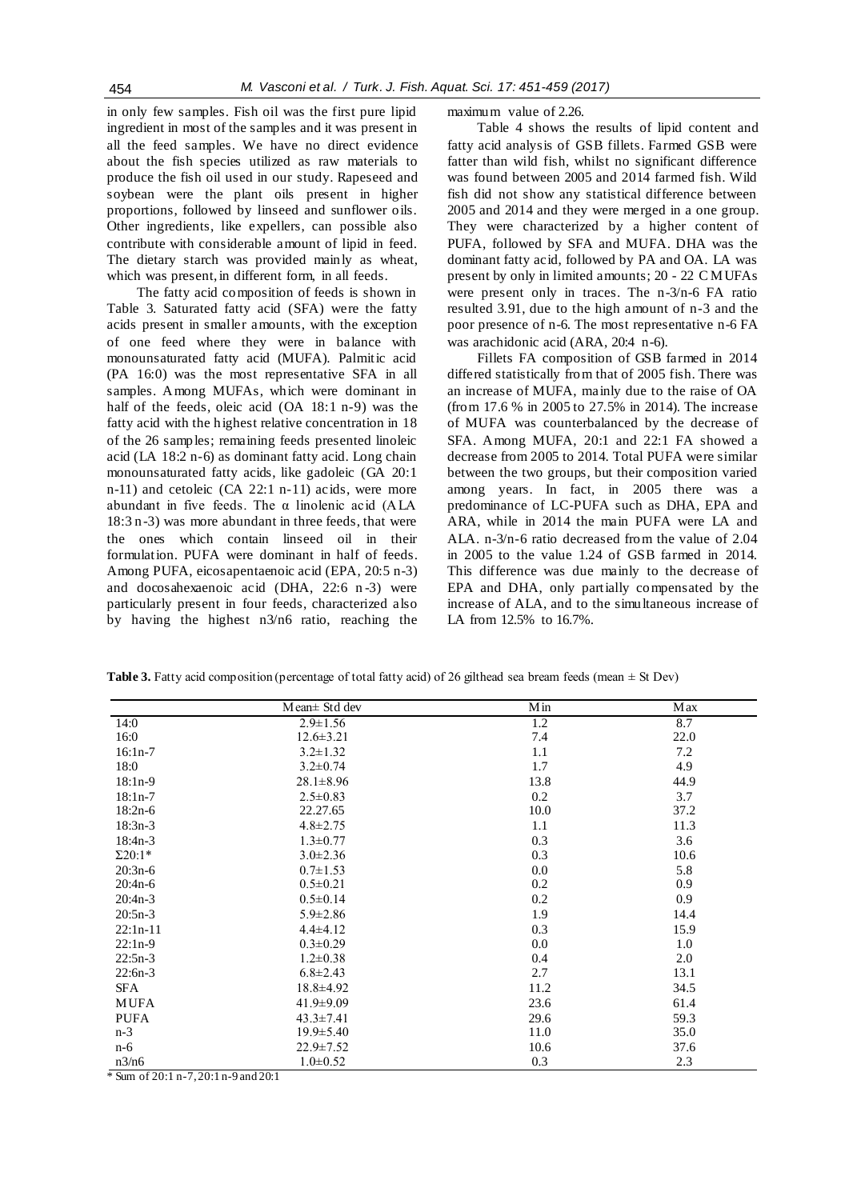in only few samples. Fish oil was the first pure lipid ingredient in most of the samples and it was present in all the feed samples. We have no direct evidence about the fish species utilized as raw materials to produce the fish oil used in our study. Rapeseed and soybean were the plant oils present in higher proportions, followed by linseed and sunflower oils. Other ingredients, like expellers, can possible also contribute with considerable amount of lipid in feed. The dietary starch was provided mainly as wheat, which was present, in different form, in all feeds.

The fatty acid composition of feeds is shown in Table 3. Saturated fatty acid (SFA) were the fatty acids present in smaller amounts, with the exception of one feed where they were in balance with monounsaturated fatty acid (MUFA). Palmitic acid (PA 16:0) was the most representative SFA in all samples. Among MUFAs, which were dominant in half of the feeds, oleic acid (OA 18:1 n-9) was the fatty acid with the highest relative concentration in 18 of the 26 samples; remaining feeds presented linoleic acid (LA 18:2 n-6) as dominant fatty acid. Long chain monounsaturated fatty acids, like gadoleic (GA 20:1 n-11) and cetoleic (CA 22:1 n-11) acids, were more abundant in five feeds. The α linolenic acid (ALA 18:3 n-3) was more abundant in three feeds, that were the ones which contain linseed oil in their formulation. PUFA were dominant in half of feeds. Among PUFA, eicosapentaenoic acid (EPA, 20:5 n-3) and docosahexaenoic acid (DHA, 22:6 n-3) were particularly present in four feeds, characterized also by having the highest n3/n6 ratio, reaching the maximum value of 2.26.

Table 4 shows the results of lipid content and fatty acid analysis of GSB fillets. Farmed GSB were fatter than wild fish, whilst no significant difference was found between 2005 and 2014 farmed fish. Wild fish did not show any statistical difference between 2005 and 2014 and they were merged in a one group. They were characterized by a higher content of PUFA, followed by SFA and MUFA. DHA was the dominant fatty acid, followed by PA and OA. LA was present by only in limited amounts; 20 - 22 C MUFAs were present only in traces. The n-3/n-6 FA ratio resulted 3.91, due to the high amount of n-3 and the poor presence of n-6. The most representative n-6 FA was arachidonic acid (ARA, 20:4 n-6).

Fillets FA composition of GSB farmed in 2014 differed statistically from that of 2005 fish. There was an increase of MUFA, mainly due to the raise of OA (from 17.6 % in 2005 to 27.5% in 2014). The increase of MUFA was counterbalanced by the decrease of SFA. Among MUFA, 20:1 and 22:1 FA showed a decrease from 2005 to 2014. Total PUFA were similar between the two groups, but their composition varied among years. In fact, in 2005 there was a predominance of LC-PUFA such as DHA, EPA and ARA, while in 2014 the main PUFA were LA and ALA. n-3/n-6 ratio decreased from the value of 2.04 in 2005 to the value 1.24 of GSB farmed in 2014. This difference was due mainly to the decrease of EPA and DHA, only partially compensated by the increase of ALA, and to the simultaneous increase of LA from 12.5% to 16.7%.

**Table 3.** Fatty acid composition (percentage of total fatty acid) of 26 gilthead sea bream feeds (mean ± St Dev)

| | Mean± Std dev | Min | Max |
|---|---|---|---|
| 14:0 | 2.9±1.56 | 1.2 | 8.7 |
| 16:0 | 12.6±3.21 | 7.4 | 22.0 |
| 16:1n-7 | 3.2±1.32 | 1.1 | 7.2 |
| 18:0 | 3.2±0.74 | 1.7 | 4.9 |
| 18:1n-9 | 28.1±8.96 | 13.8 | 44.9 |
| 18:1n-7 | 2.5±0.83 | 0.2 | 3.7 |
| 18:2n-6 | 22.27.65 | 10.0 | 37.2 |
| 18:3n-3 | 4.8±2.75 | 1.1 | 11.3 |
| 18:4n-3 | 1.3±0.77 | 0.3 | 3.6 |
| Σ20:1* | 3.0±2.36 | 0.3 | 10.6 |
| 20:3n-6 | 0.7±1.53 | 0.0 | 5.8 |
| 20:4n-6 | 0.5±0.21 | 0.2 | 0.9 |
| 20:4n-3 | 0.5±0.14 | 0.2 | 0.9 |
| 20:5n-3 | 5.9±2.86 | 1.9 | 14.4 |
| 22:1n-11 | 4.4±4.12 | 0.3 | 15.9 |
| 22:1n-9 | 0.3±0.29 | 0.0 | 1.0 |
| 22:5n-3 | 1.2±0.38 | 0.4 | 2.0 |
| 22:6n-3 | 6.8±2.43 | 2.7 | 13.1 |
| SFA | 18.8±4.92 | 11.2 | 34.5 |
| MUFA | 41.9±9.09 | 23.6 | 61.4 |
| PUFA | 43.3±7.41 | 29.6 | 59.3 |
| n-3 | 19.9±5.40 | 11.0 | 35.0 |
| n-6 | 22.9±7.52 | 10.6 | 37.6 |
| n3/n6 | 1.0±0.52 | 0.3 | 2.3 |

\* Sum of 20:1 n-7, 20:1 n-9 and 20:1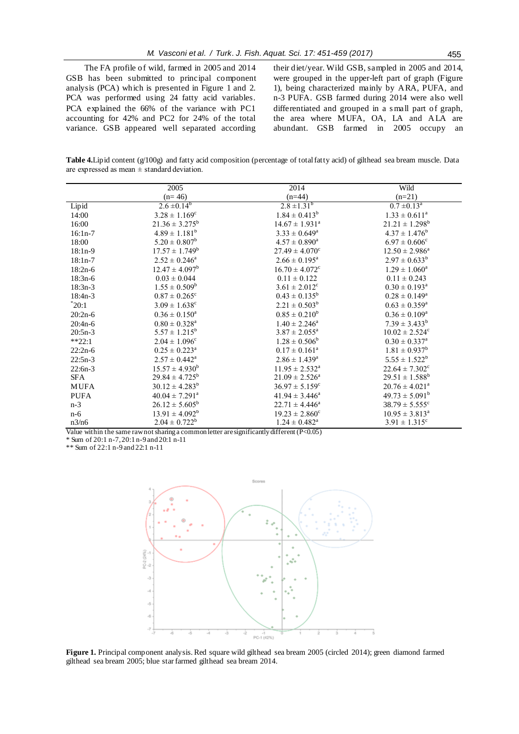The FA profile of wild, farmed in 2005 and 2014 GSB has been submitted to principal component analysis (PCA) which is presented in Figure 1 and 2. PCA was performed using 24 fatty acid variables. PCA explained the 66% of the variance with PC1 accounting for 42% and PC2 for 24% of the total variance. GSB appeared well separated according their diet/year. Wild GSB, sampled in 2005 and 2014, were grouped in the upper-left part of graph (Figure 1), being characterized mainly by ARA, PUFA, and n-3 PUFA. GSB farmed during 2014 were also well differentiated and grouped in a small part of graph, the area where MUFA, OA, LA and ALA are abundant. GSB farmed in 2005 occupy an

**Table 4.** Lipid content (g/100g) and fatty acid composition (percentage of total fatty acid) of gilthead sea bream muscle. Data are expressed as mean ± standard deviation.

| | 2005 (n= 46) | 2014 (n=44) | Wild (n=21) |
|---|---|---|---|
| Lipid | 2.6 ±0.14[b] | 2.8 ±1.31[b] | 0.7 ±0.13[a] |
| 14:00 | 3.28 ± 1.169[c] | 1.84 ± 0.413[b] | 1.33 ± 0.611[a] |
| 16:00 | 21.36 ± 3.275[b] | 14.67 ± 1.931[a] | 21.21 ± 1.298[b] |
| 16:1n-7 | 4.89 ± 1.181[b] | 3.33 ± 0.649[a] | 4.37 ± 1.476[b] |
| 18:00 | 5.20 ± 0.807[b] | 4.57 ± 0.890[a] | 6.97 ± 0.606[c] |
| 18:1n-9 | 17.57 ± 1.749[b] | 27.49 ± 4.070[c] | 12.50 ± 2.986[a] |
| 18:1n-7 | 2.52 ± 0.246[a] | 2.66 ± 0.195[a] | 2.97 ± 0.633[b] |
| 18:2n-6 | 12.47 ± 4.097[b] | 16.70 ± 4.072[c] | 1.29 ± 1.060[a] |
| 18:3n-6 | 0.03 ± 0.044 | 0.11 ± 0.122 | 0.11 ± 0.243 |
| 18:3n-3 | 1.55 ± 0.509[b] | 3.61 ± 2.012[c] | 0.30 ± 0.193[a] |
| 18:4n-3 | 0.87 ± 0.265[c] | 0.43 ± 0.135[b] | 0.28 ± 0.149[a] |
| *20:1 | 3.09 ± 1.638[c] | 2.21 ± 0.503[b] | 0.63 ± 0.359[a] |
| 20:2n-6 | 0.36 ± 0.150[a] | 0.85 ± 0.210[b] | 0.36 ± 0.109[a] |
| 20:4n-6 | 0.80 ± 0.328[a] | 1.40 ± 2.246[a] | 7.39 ± 3.433[b] |
| 20:5n-3 | 5.57 ± 1.215[b] | 3.87 ± 2.055[a] | 10.02 ± 2.524[c] |
| **22:1 | 2.04 ± 1.096[c] | 1.28 ± 0.506[b] | 0.30 ± 0.337[a] |
| 22:2n-6 | 0.25 ± 0.223[a] | 0.17 ± 0.161[a] | 1.81 ± 0.937[b] |
| 22:5n-3 | 2.57 ± 0.442[a] | 2.86 ± 1.439[a] | 5.55 ± 1.522[b] |
| 22:6n-3 | 15.57 ± 4.930[b] | 11.95 ± 2.532[a] | 22.64 ± 7.302[c] |
| SFA | 29.84 ± 4.725[b] | 21.09 ± 2.526[a] | 29.51 ± 1.588[b] |
| MUFA | 30.12 ± 4.283[b] | 36.97 ± 5.159[c] | 20.76 ± 4.021[a] |
| PUFA | 40.04 ± 7.291[a] | 41.94 ± 3.446[a] | 49.73 ± 5.091[b] |
| n-3 | 26.12 ± 5.605[b] | 22.71 ± 4.446[a] | 38.79 ± 5.555[c] |
| n-6 | 13.91 ± 4.092[b] | 19.23 ± 2.860[c] | 10.95 ± 3.813[a] |
| n3/n6 | 2.04 ± 0.722[b] | 1.24 ± 0.482[a] | 3.91 ± 1.315[c] |

Value within the same raw not sharing a common letter are significantly different ($P<0.05$)
* Sum of 20:1 n-7, 20:1 n-9 and 20:1 n-11
** Sum of 22:1 n-9 and 22:1 n-11

**Figure 1.** Principal component analysis. Red square wild gilthead sea bream 2005 (circled 2014); green diamond farmed gilthead sea bream 2005; blue star farmed gilthead sea bream 2014.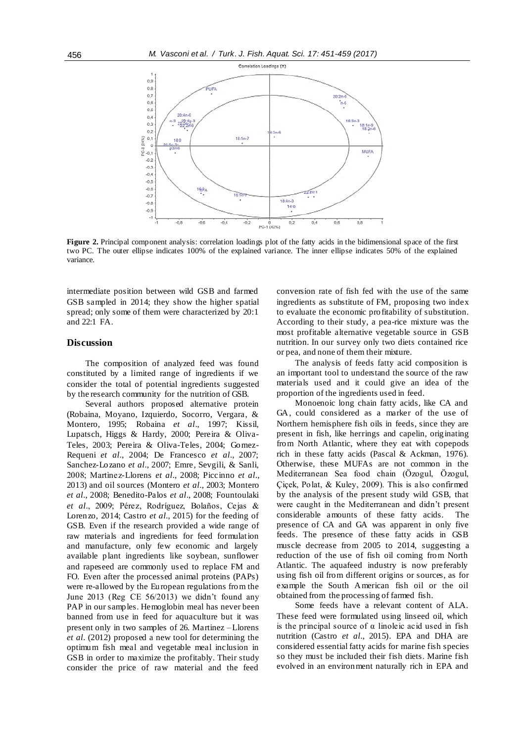**Figure 2.** Principal component analysis: correlation loadings plot of the fatty acids in the bidimensional space of the first two PC. The outer ellipse indicates 100% of the explained variance. The inner ellipse indicates 50% of the explained variance.

intermediate position between wild GSB and farmed GSB sampled in 2014; they show the higher spatial spread; only some of them were characterized by 20:1 and 22:1 FA.

## Discussion

The composition of analyzed feed was found constituted by a limited range of ingredients if we consider the total of potential ingredients suggested by the research community for the nutrition of GSB.

Several authors proposed alternative protein (Robaina, Moyano, Izquierdo, Socorro, Vergara, & Montero, 1995; Robaina *et al*., 1997; Kissil, Lupatsch, Higgs & Hardy, 2000; Pereira & Oliva-Teles, 2003; Pereira & Oliva-Teles, 2004; Gomez-Requeni *et al*., 2004; De Francesco *et al*., 2007; Sanchez-Lozano *et al*., 2007; Emre, Sevgili, & Sanli, 2008; Martinez-Llorens *et al*., 2008; Piccinno *et al*., 2013) and oil sources (Montero *et al*., 2003; Montero *et al*., 2008; Benedito-Palos *et al*., 2008; Fountoulaki *et al*., 2009; Pérez, Rodríguez, Bolaños, Cejas & Lorenzo, 2014; Castro *et al*., 2015) for the feeding of GSB. Even if the research provided a wide range of raw materials and ingredients for feed formulation and manufacture, only few economic and largely available plant ingredients like soybean, sunflower and rapeseed are commonly used to replace FM and FO. Even after the processed animal proteins (PAPs) were re-allowed by the European regulations from the June 2013 (Reg CE 56/2013) we didn't found any PAP in our samples. Hemoglobin meal has never been banned from use in feed for aquaculture but it was present only in two samples of 26. Martinez –Llorens *et al*. (2012) proposed a new tool for determining the optimum fish meal and vegetable meal inclusion in GSB in order to maximize the profitably. Their study consider the price of raw material and the feed conversion rate of fish fed with the use of the same ingredients as substitute of FM, proposing two index to evaluate the economic profitability of substitution. According to their study, a pea-rice mixture was the most profitable alternative vegetable source in GSB nutrition. In our survey only two diets contained rice or pea, and none of them their mixture.

The analysis of feeds fatty acid composition is an important tool to understand the source of the raw materials used and it could give an idea of the proportion of the ingredients used in feed.

Monoenoic long chain fatty acids, like CA and GA, could considered as a marker of the use of Northern hemisphere fish oils in feeds, since they are present in fish, like herrings and capelin, originating from North Atlantic, where they eat with copepods rich in these fatty acids (Pascal & Ackman, 1976). Otherwise, these MUFAs are not common in the Mediterranean Sea food chain (Özogul, Özogul, Çiçek, Polat, & Kuley, 2009). This is also confirmed by the analysis of the present study wild GSB, that were caught in the Mediterranean and didn't present considerable amounts of these fatty acids. The presence of CA and GA was apparent in only five feeds. The presence of these fatty acids in GSB muscle decrease from 2005 to 2014, suggesting a reduction of the use of fish oil coming from North Atlantic. The aquafeed industry is now preferably using fish oil from different origins or sources, as for example the South American fish oil or the oil obtained from the processing of farmed fish.

Some feeds have a relevant content of ALA. These feed were formulated using linseed oil, which is the principal source of α linoleic acid used in fish nutrition (Castro *et al*., 2015). EPA and DHA are considered essential fatty acids for marine fish species so they must be included their fish diets. Marine fish evolved in an environment naturally rich in EPA and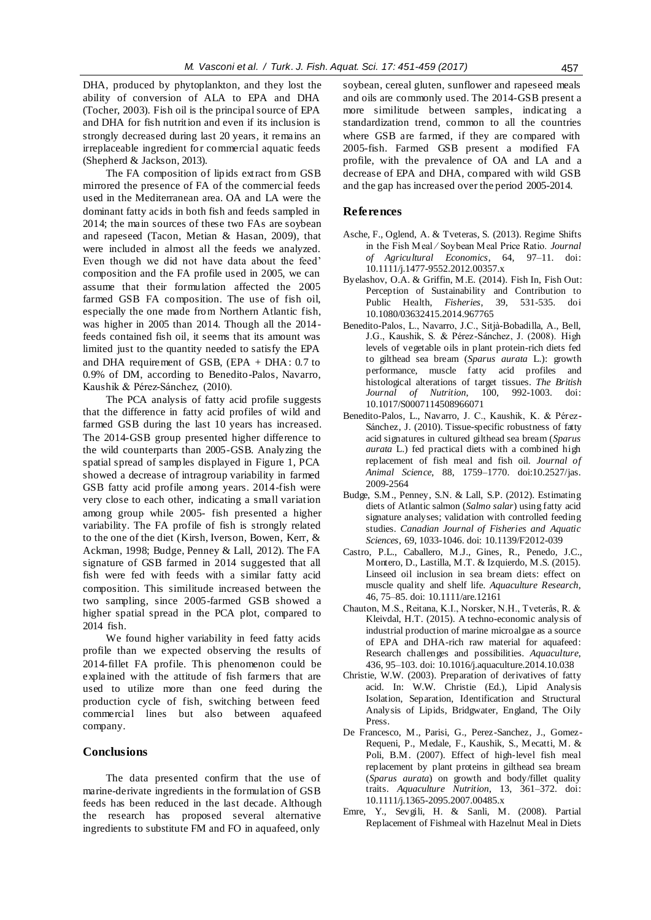DHA, produced by phytoplankton, and they lost the ability of conversion of ALA to EPA and DHA (Tocher, 2003). Fish oil is the principal source of EPA and DHA for fish nutrition and even if its inclusion is strongly decreased during last 20 years, it remains an irreplaceable ingredient for commercial aquatic feeds (Shepherd & Jackson, 2013).

The FA composition of lipids extract from GSB mirrored the presence of FA of the commercial feeds used in the Mediterranean area. OA and LA were the dominant fatty acids in both fish and feeds sampled in 2014; the main sources of these two FAs are soybean and rapeseed (Tacon, Metian & Hasan, 2009), that were included in almost all the feeds we analyzed. Even though we did not have data about the feed' composition and the FA profile used in 2005, we can assume that their formulation affected the 2005 farmed GSB FA composition. The use of fish oil, especially the one made from Northern Atlantic fish, was higher in 2005 than 2014. Though all the 2014-feeds contained fish oil, it seems that its amount was limited just to the quantity needed to satisfy the EPA and DHA requirement of GSB, (EPA + DHA: 0.7 to 0.9% of DM, according to Benedito-Palos, Navarro, Kaushik & Pérez-Sánchez, (2010).

The PCA analysis of fatty acid profile suggests that the difference in fatty acid profiles of wild and farmed GSB during the last 10 years has increased. The 2014-GSB group presented higher difference to the wild counterparts than 2005-GSB. Analyzing the spatial spread of samples displayed in Figure 1, PCA showed a decrease of intragroup variability in farmed GSB fatty acid profile among years. 2014-fish were very close to each other, indicating a small variation among group while 2005- fish presented a higher variability. The FA profile of fish is strongly related to the one of the diet (Kirsh, Iverson, Bowen, Kerr, & Ackman, 1998; Budge, Penney & Lall, 2012). The FA signature of GSB farmed in 2014 suggested that all fish were fed with feeds with a similar fatty acid composition. This similitude increased between the two sampling, since 2005-farmed GSB showed a higher spatial spread in the PCA plot, compared to 2014 fish.

We found higher variability in feed fatty acids profile than we expected observing the results of 2014-fillet FA profile. This phenomenon could be explained with the attitude of fish farmers that are used to utilize more than one feed during the production cycle of fish, switching between feed commercial lines but also between aquafeed company.

## Conclusions

The data presented confirm that the use of marine-derivate ingredients in the formulation of GSB feeds has been reduced in the last decade. Although the research has proposed several alternative ingredients to substitute FM and FO in aquafeed, only soybean, cereal gluten, sunflower and rapeseed meals and oils are commonly used. The 2014-GSB present a more similitude between samples, indicating a standardization trend, common to all the countries where GSB are farmed, if they are compared with 2005-fish. Farmed GSB present a modified FA profile, with the prevalence of OA and LA and a decrease of EPA and DHA, compared with wild GSB and the gap has increased over the period 2005-2014.

## References

Asche, F., Oglend, A. & Tveteras, S. (2013). Regime Shifts in the Fish Meal / Soybean Meal Price Ratio. *Journal of Agricultural Economics*, 64, 97–11. doi: 10.1111/j.1477-9552.2012.00357.x

Byelashov, O.A. & Griffin, M.E. (2014). Fish In, Fish Out: Perception of Sustainability and Contribution to Public Health, *Fisheries*, 39, 531-535. doi 10.1080/03632415.2014.967765

Benedito-Palos, L., Navarro, J.C., Sitjà-Bobadilla, A., Bell, J.G., Kaushik, S. & Pérez-Sánchez, J. (2008). High levels of vegetable oils in plant protein-rich diets fed to gilthead sea bream (*Sparus aurata* L.): growth performance, muscle fatty acid profiles and histological alterations of target tissues. *The British Journal of Nutrition*, 100, 992-1003. doi: 10.1017/S0007114508966071

Benedito-Palos, L., Navarro, J. C., Kaushik, K. & Pérez-Sánchez, J. (2010). Tissue-specific robustness of fatty acid signatures in cultured gilthead sea bream (*Sparus aurata* L.) fed practical diets with a combined high replacement of fish meal and fish oil. *Journal of Animal Science*, 88, 1759–1770. doi:10.2527/jas. 2009-2564

Budge, S.M., Penney, S.N. & Lall, S.P. (2012). Estimating diets of Atlantic salmon (*Salmo salar*) using fatty acid signature analyses; validation with controlled feeding studies. *Canadian Journal of Fisheries and Aquatic Sciences*, 69, 1033-1046. doi: 10.1139/F2012-039

Castro, P.L., Caballero, M.J., Gines, R., Penedo, J.C., Montero, D., Lastilla, M.T. & Izquierdo, M.S. (2015). Linseed oil inclusion in sea bream diets: effect on muscle quality and shelf life. *Aquaculture Research*, 46, 75–85. doi: 10.1111/are.12161

Chauton, M.S., Reitana, K.I., Norsker, N.H., Tveterås, R. & Kleivdal, H.T. (2015). A techno-economic analysis of industrial production of marine microalgae as a source of EPA and DHA-rich raw material for aquafeed: Research challenges and possibilities. *Aquaculture*, 436, 95–103. doi: 10.1016/j.aquaculture.2014.10.038

Christie, W.W. (2003). Preparation of derivatives of fatty acid. In: W.W. Christie (Ed.), Lipid Analysis Isolation, Separation, Identification and Structural Analysis of Lipids, Bridgwater, England, The Oily Press.

De Francesco, M., Parisi, G., Perez-Sanchez, J., Gomez-Requeni, P., Medale, F., Kaushik, S., Mecatti, M. & Poli, B.M. (2007). Effect of high-level fish meal replacement by plant proteins in gilthead sea bream (*Sparus aurata*) on growth and body/fillet quality traits. *Aquaculture Nutrition*, 13, 361–372. doi: 10.1111/j.1365-2095.2007.00485.x

Emre, Y., Sevgili, H. & Sanli, M. (2008). Partial Replacement of Fishmeal with Hazelnut Meal in Diets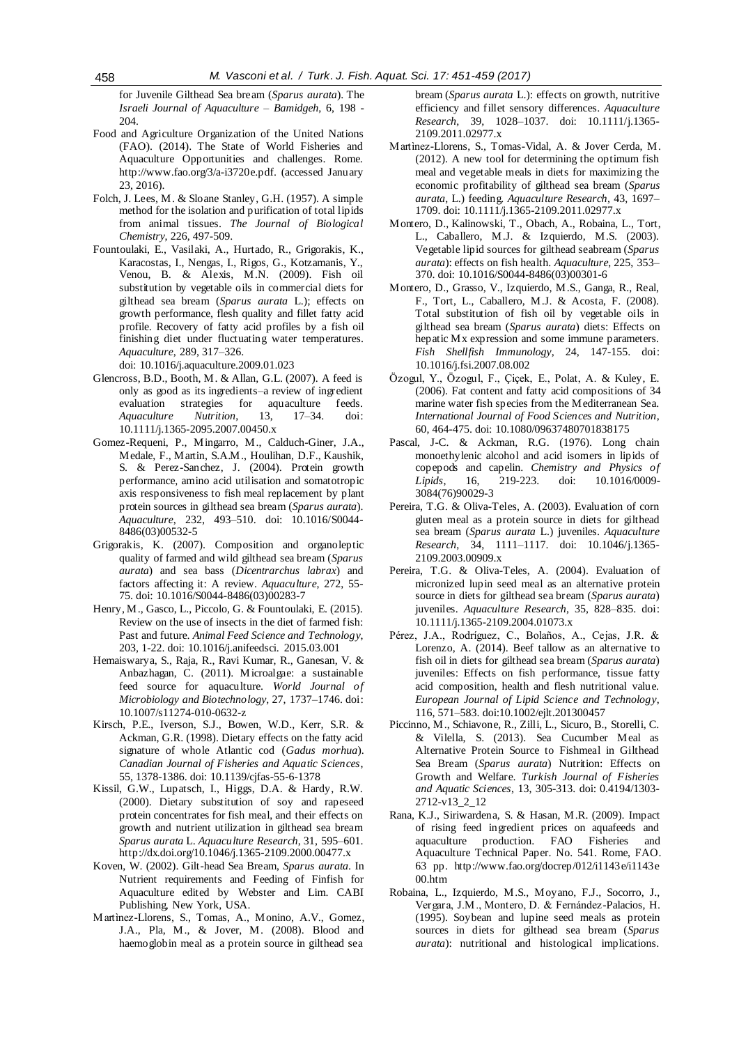for Juvenile Gilthead Sea bream (*Sparus aurata*). The *Israeli Journal of Aquaculture – Bamidgeh*, 6, 198 - 204.

Food and Agriculture Organization of the United Nations (FAO). (2014). The State of World Fisheries and Aquaculture Opportunities and challenges. Rome. http://www.fao.org/3/a-i3720e.pdf. (accessed January 23, 2016).

Folch, J. Lees, M. & Sloane Stanley, G.H. (1957). A simple method for the isolation and purification of total lipids from animal tissues. *The Journal of Biological Chemistry*, 226, 497-509.

Fountoulaki, E., Vasilaki, A., Hurtado, R., Grigorakis, K., Karacostas, I., Nengas, I., Rigos, G., Kotzamanis, Y., Venou, B. & Alexis, M.N. (2009). Fish oil substitution by vegetable oils in commercial diets for gilthead sea bream (*Sparus aurata* L.); effects on growth performance, flesh quality and fillet fatty acid profile. Recovery of fatty acid profiles by a fish oil finishing diet under fluctuating water temperatures. *Aquaculture*, 289, 317–326. doi: 10.1016/j.aquaculture.2009.01.023

Glencross, B.D., Booth, M. & Allan, G.L. (2007). A feed is only as good as its ingredients–a review of ingredient evaluation strategies for aquaculture feeds. *Aquaculture Nutrition*, 13, 17–34. doi: 10.1111/j.1365-2095.2007.00450.x

Gomez-Requeni, P., Mingarro, M., Calduch-Giner, J.A., Medale, F., Martin, S.A.M., Houlihan, D.F., Kaushik, S. & Perez-Sanchez, J. (2004). Protein growth performance, amino acid utilisation and somatotropic axis responsiveness to fish meal replacement by plant protein sources in gilthead sea bream (*Sparus aurata*). *Aquaculture*, 232, 493–510. doi: 10.1016/S0044-8486(03)00532-5

Grigorakis, K. (2007). Composition and organoleptic quality of farmed and wild gilthead sea bream (*Sparus aurata*) and sea bass (*Dicentrarchus labrax*) and factors affecting it: A review. *Aquaculture*, 272, 55-75. doi: 10.1016/S0044-8486(03)00283-7

Henry, M., Gasco, L., Piccolo, G. & Fountoulaki, E. (2015). Review on the use of insects in the diet of farmed fish: Past and future. *Animal Feed Science and Technology*, 203, 1-22. doi: 10.1016/j.anifeedsci. 2015.03.001

Hemaiswarya, S., Raja, R., Ravi Kumar, R., Ganesan, V. & Anbazhagan, C. (2011). Microalgae: a sustainable feed source for aquaculture. *World Journal of Microbiology and Biotechnology*, 27, 1737–1746. doi: 10.1007/s11274-010-0632-z

Kirsch, P.E., Iverson, S.J., Bowen, W.D., Kerr, S.R. & Ackman, G.R. (1998). Dietary effects on the fatty acid signature of whole Atlantic cod (*Gadus morhua*). *Canadian Journal of Fisheries and Aquatic Sciences*, 55, 1378-1386. doi: 10.1139/cjfas-55-6-1378

Kissil, G.W., Lupatsch, I., Higgs, D.A. & Hardy, R.W. (2000). Dietary substitution of soy and rapeseed protein concentrates for fish meal, and their effects on growth and nutrient utilization in gilthead sea bream *Sparus aurata* L. *Aquaculture Research*, 31, 595–601. http://dx.doi.org/10.1046/j.1365-2109.2000.00477.x

Koven, W. (2002). Gilt-head Sea Bream, *Sparus aurata*. In Nutrient requirements and Feeding of Finfish for Aquaculture edited by Webster and Lim. CABI Publishing, New York, USA.

Martinez-Llorens, S., Tomas, A., Monino, A.V., Gomez, J.A., Pla, M., & Jover, M. (2008). Blood and haemoglobin meal as a protein source in gilthead sea bream (*Sparus aurata* L.): effects on growth, nutritive efficiency and fillet sensory differences. *Aquaculture Research*, 39, 1028–1037. doi: 10.1111/j.1365-2109.2011.02977.x

Martinez-Llorens, S., Tomas-Vidal, A. & Jover Cerda, M. (2012). A new tool for determining the optimum fish meal and vegetable meals in diets for maximizing the economic profitability of gilthead sea bream (*Sparus aurata*, L.) feeding. *Aquaculture Research*, 43, 1697–1709. doi: 10.1111/j.1365-2109.2011.02977.x

Montero, D., Kalinowski, T., Obach, A., Robaina, L., Tort, L., Caballero, M.J. & Izquierdo, M.S. (2003). Vegetable lipid sources for gilthead seabream (*Sparus aurata*): effects on fish health. *Aquaculture*, 225, 353–370. doi: 10.1016/S0044-8486(03)00301-6

Montero, D., Grasso, V., Izquierdo, M.S., Ganga, R., Real, F., Tort, L., Caballero, M.J. & Acosta, F. (2008). Total substitution of fish oil by vegetable oils in gilthead sea bream (*Sparus aurata*) diets: Effects on hepatic Mx expression and some immune parameters. *Fish Shellfish Immunology*, 24, 147-155. doi: 10.1016/j.fsi.2007.08.002

Özogul, Y., Özogul, F., Çiçek, E., Polat, A. & Kuley, E. (2006). Fat content and fatty acid compositions of 34 marine water fish species from the Mediterranean Sea. *International Journal of Food Sciences and Nutrition*, 60, 464-475. doi: 10.1080/09637480701838175

Pascal, J-C. & Ackman, R.G. (1976). Long chain monoethylenic alcohol and acid isomers in lipids of copepods and capelin. *Chemistry and Physics of Lipids*, 16, 219-223. doi: 10.1016/0009-3084(76)90029-3

Pereira, T.G. & Oliva-Teles, A. (2003). Evaluation of corn gluten meal as a protein source in diets for gilthead sea bream (*Sparus aurata* L.) juveniles. *Aquaculture Research*, 34, 1111–1117. doi: 10.1046/j.1365-2109.2003.00909.x

Pereira, T.G. & Oliva-Teles, A. (2004). Evaluation of micronized lupin seed meal as an alternative protein source in diets for gilthead sea bream (*Sparus aurata*) juveniles. *Aquaculture Research*, 35, 828–835. doi: 10.1111/j.1365-2109.2004.01073.x

Pérez, J.A., Rodríguez, C., Bolaños, A., Cejas, J.R. & Lorenzo, A. (2014). Beef tallow as an alternative to fish oil in diets for gilthead sea bream (*Sparus aurata*) juveniles: Effects on fish performance, tissue fatty acid composition, health and flesh nutritional value. *European Journal of Lipid Science and Technology*, 116, 571–583. doi:10.1002/ejlt.201300457

Piccinno, M., Schiavone, R., Zilli, L., Sicuro, B., Storelli, C. & Vilella, S. (2013). Sea Cucumber Meal as Alternative Protein Source to Fishmeal in Gilthead Sea Bream (*Sparus aurata*) Nutrition: Effects on Growth and Welfare. *Turkish Journal of Fisheries and Aquatic Sciences*, 13, 305-313. doi: 0.4194/1303-2712-v13_2_12

Rana, K.J., Siriwardena, S. & Hasan, M.R. (2009). Impact of rising feed ingredient prices on aquafeeds and aquaculture production. FAO Fisheries and Aquaculture Technical Paper. No. 541. Rome, FAO. 63 pp. http://www.fao.org/docrep/012/i1143e/i1143e00.htm

Robaina, L., Izquierdo, M.S., Moyano, F.J., Socorro, J., Vergara, J.M., Montero, D. & Fernández-Palacios, H. (1995). Soybean and lupine seed meals as protein sources in diets for gilthead sea bream (*Sparus aurata*): nutritional and histological implications.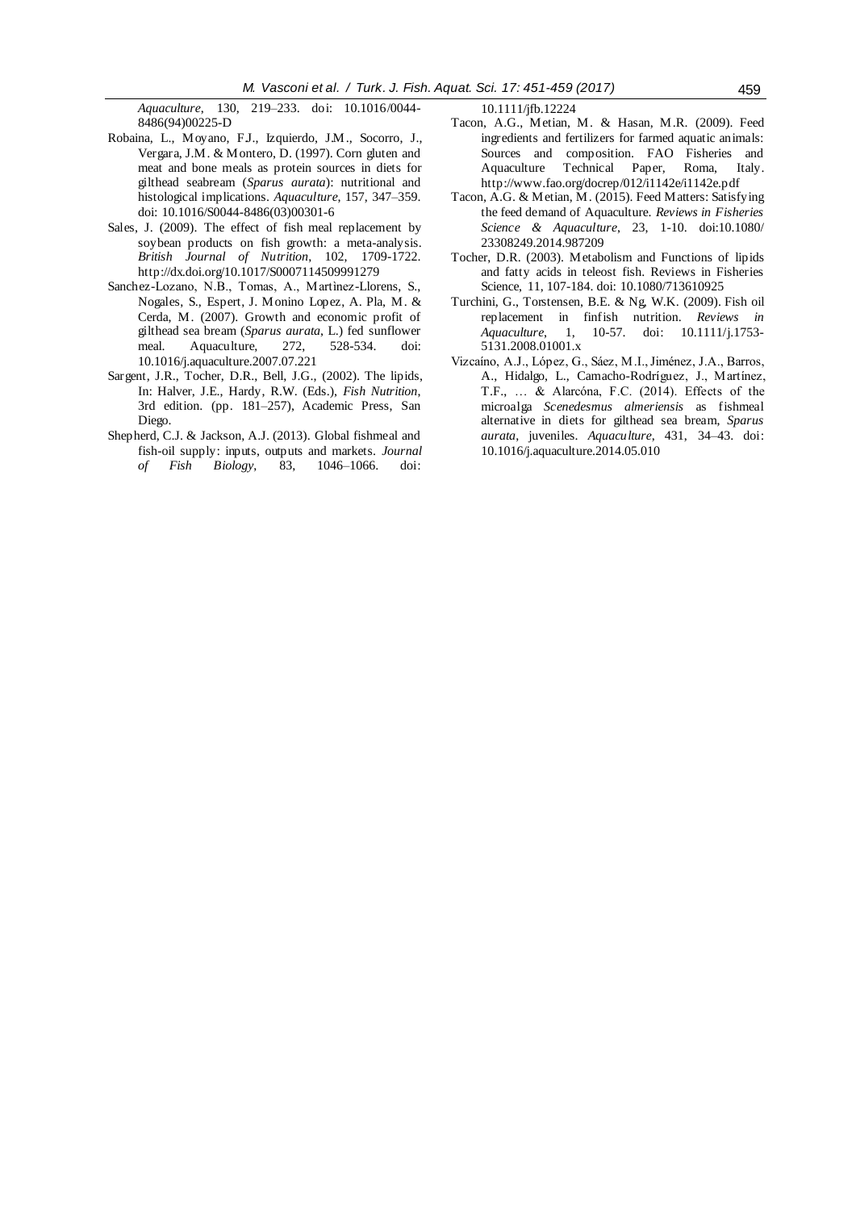*Aquaculture*, 130, 219–233. doi: 10.1016/0044-8486(94)00225-D

Robaina, L., Moyano, F.J., Izquierdo, J.M., Socorro, J., Vergara, J.M. & Montero, D. (1997). Corn gluten and meat and bone meals as protein sources in diets for gilthead seabream (*Sparus aurata*): nutritional and histological implications. *Aquaculture*, 157, 347–359. doi: 10.1016/S0044-8486(03)00301-6

Sales, J. (2009). The effect of fish meal replacement by soybean products on fish growth: a meta-analysis. *British Journal of Nutrition*, 102, 1709-1722. http://dx.doi.org/10.1017/S0007114509991279

Sanchez-Lozano, N.B., Tomas, A., Martinez-Llorens, S., Nogales, S., Espert, J. Monino Lopez, A. Pla, M. & Cerda, M. (2007). Growth and economic profit of gilthead sea bream (*Sparus aurata*, L.) fed sunflower meal. Aquaculture, 272, 528-534. doi: 10.1016/j.aquaculture.2007.07.221

Sargent, J.R., Tocher, D.R., Bell, J.G., (2002). The lipids, In: Halver, J.E., Hardy, R.W. (Eds.), *Fish Nutrition*, 3rd edition. (pp. 181–257), Academic Press, San Diego.

Shepherd, C.J. & Jackson, A.J. (2013). Global fishmeal and fish-oil supply: inputs, outputs and markets. *Journal of Fish Biology*, 83, 1046–1066. doi: 10.1111/jfb.12224

Tacon, A.G., Metian, M. & Hasan, M.R. (2009). Feed ingredients and fertilizers for farmed aquatic animals: Sources and composition. FAO Fisheries and Aquaculture Technical Paper, Roma, Italy. http://www.fao.org/docrep/012/i1142e/i1142e.pdf

Tacon, A.G. & Metian, M. (2015). Feed Matters: Satisfying the feed demand of Aquaculture. *Reviews in Fisheries Science & Aquaculture*, 23, 1-10. doi:10.1080/23308249.2014.987209

Tocher, D.R. (2003). Metabolism and Functions of lipids and fatty acids in teleost fish. Reviews in Fisheries Science, 11, 107-184. doi: 10.1080/713610925

Turchini, G., Torstensen, B.E. & Ng, W.K. (2009). Fish oil replacement in finfish nutrition. *Reviews in Aquaculture*, 1, 10-57. doi: 10.1111/j.1753-5131.2008.01001.x

Vizcaíno, A.J., López, G., Sáez, M.I., Jiménez, J.A., Barros, A., Hidalgo, L., Camacho-Rodríguez, J., Martínez, T.F., … & Alarcóna, F.C. (2014). Effects of the microalga *Scenedesmus almeriensis* as fishmeal alternative in diets for gilthead sea bream, *Sparus aurata*, juveniles. *Aquaculture*, 431, 34–43. doi: 10.1016/j.aquaculture.2014.05.010